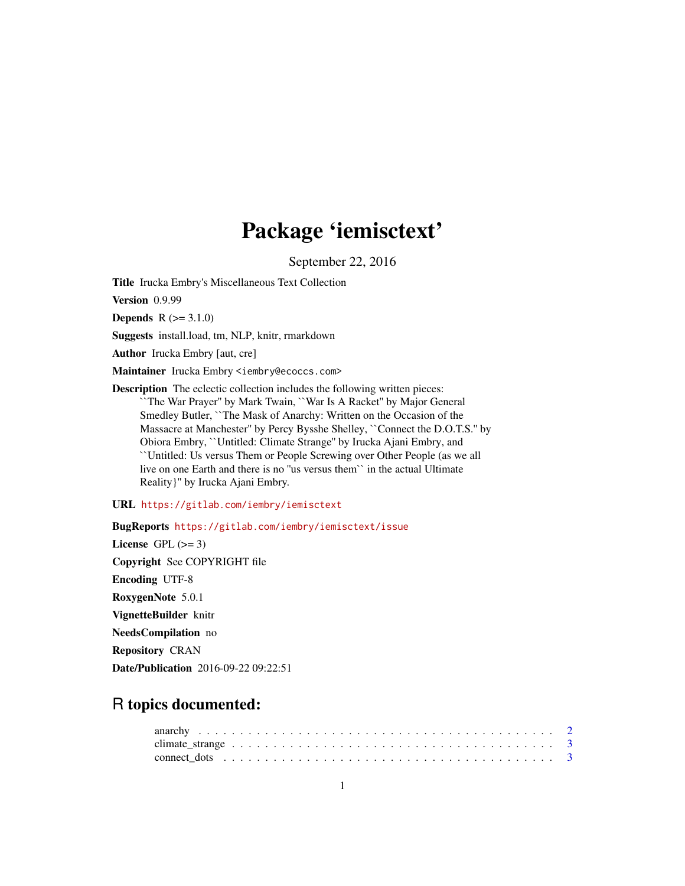# Package 'iemisctext'

September 22, 2016

**Title** Irucka Embry's Miscellaneous Text Collection

**Version** 0.9.99

**Depends** R (>= 3.1.0)

**Suggests** install.load, tm, NLP, knitr, rmarkdown

**Author** Irucka Embry [aut, cre]

**Maintainer** Irucka Embry <iembry@ecoccs.com>

**Description** The eclectic collection includes the following written pieces: ``The War Prayer'' by Mark Twain, ``War Is A Racket'' by Major General Smedley Butler, ``The Mask of Anarchy: Written on the Occasion of the Massacre at Manchester'' by Percy Bysshe Shelley, ``Connect the D.O.T.S.'' by Obiora Embry, ``Untitled: Climate Strange'' by Irucka Ajani Embry, and ``Untitled: Us versus Them or People Screwing over Other People (as we all live on one Earth and there is no "us versus them`` in the actual Ultimate Reality}'' by Irucka Ajani Embry.

**URL** https://gitlab.com/iembry/iemisctext

**BugReports** https://gitlab.com/iembry/iemisctext/issue

**License** GPL (>= 3)

**Copyright** See COPYRIGHT file

**Encoding** UTF-8

**RoxygenNote** 5.0.1

**VignetteBuilder** knitr

**NeedsCompilation** no

**Repository** CRAN

**Date/Publication** 2016-09-22 09:22:51

## R topics documented:

- anarchy . . . . . . . . . . 2
- climate_strange . . . . . . . . . . 3
- connect_dots . . . . . . . . . . 3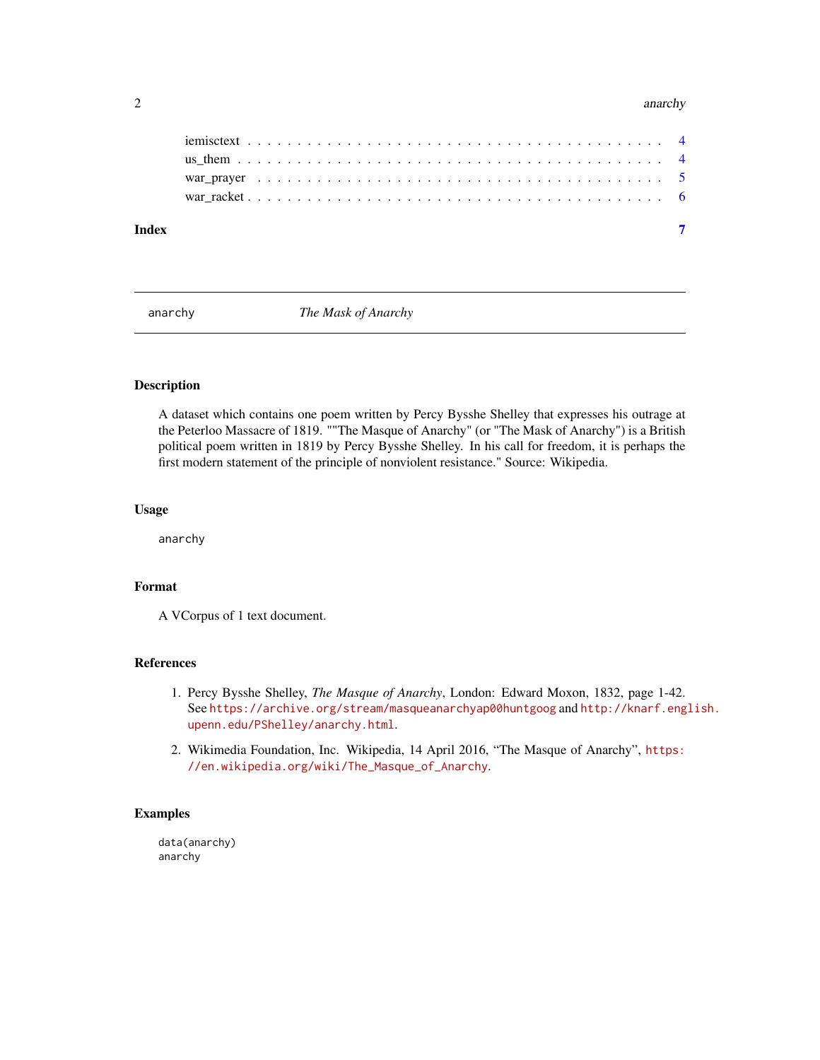| | |
|---|---|
| iemisctext | 4 |
| us_them | 4 |
| war_prayer | 5 |
| war_racket | 6 |

**Index** **7**

---

`anarchy` *The Mask of Anarchy*

---

## Description

A dataset which contains one poem written by Percy Bysshe Shelley that expresses his outrage at the Peterloo Massacre of 1819. ""The Masque of Anarchy" (or "The Mask of Anarchy") is a British political poem written in 1819 by Percy Bysshe Shelley. In his call for freedom, it is perhaps the first modern statement of the principle of nonviolent resistance." Source: Wikipedia.

## Usage

```
anarchy
```

## Format

A VCorpus of 1 text document.

## References

1. Percy Bysshe Shelley, *The Masque of Anarchy*, London: Edward Moxon, 1832, page 1-42. See https://archive.org/stream/masqueanarchyap00huntgoog and http://knarf.english.upenn.edu/PShelley/anarchy.html.
2. Wikimedia Foundation, Inc. Wikipedia, 14 April 2016, "The Masque of Anarchy", https://en.wikipedia.org/wiki/The_Masque_of_Anarchy.

## Examples

```
data(anarchy)
anarchy
```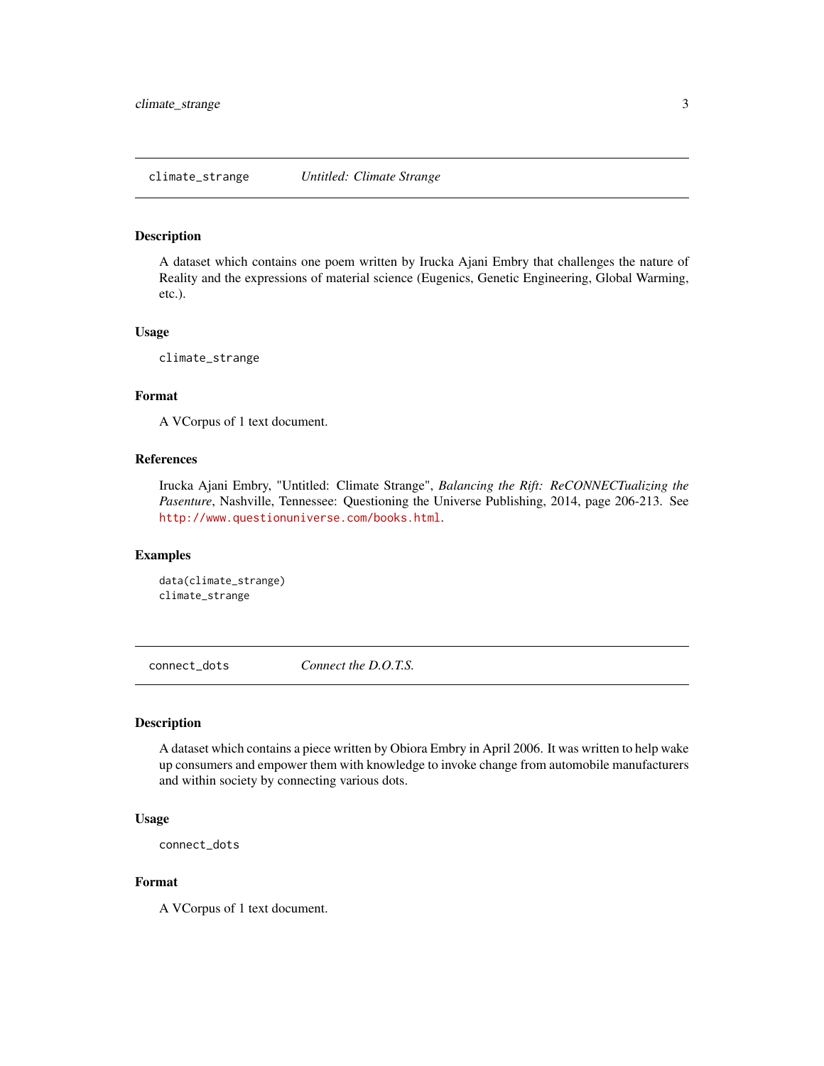## climate_strange *Untitled: Climate Strange*

### Description

A dataset which contains one poem written by Irucka Ajani Embry that challenges the nature of Reality and the expressions of material science (Eugenics, Genetic Engineering, Global Warming, etc.).

### Usage

```
climate_strange
```

### Format

A VCorpus of 1 text document.

### References

Irucka Ajani Embry, "Untitled: Climate Strange", *Balancing the Rift: ReCONNECTualizing the Pasenture*, Nashville, Tennessee: Questioning the Universe Publishing, 2014, page 206-213. See http://www.questionuniverse.com/books.html.

### Examples

```
data(climate_strange)
climate_strange
```

## connect_dots *Connect the D.O.T.S.*

### Description

A dataset which contains a piece written by Obiora Embry in April 2006. It was written to help wake up consumers and empower them with knowledge to invoke change from automobile manufacturers and within society by connecting various dots.

### Usage

```
connect_dots
```

### Format

A VCorpus of 1 text document.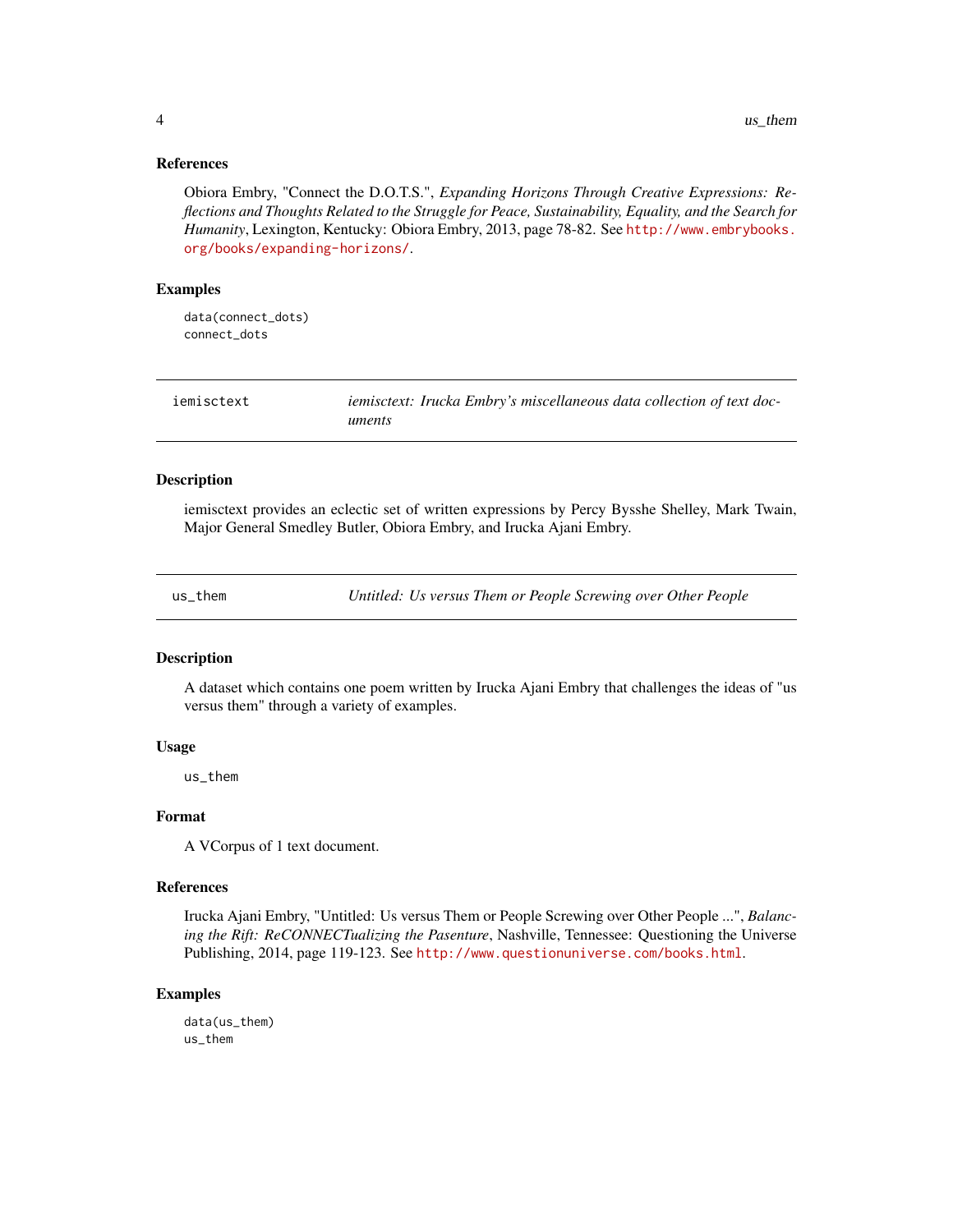### References

Obiora Embry, "Connect the D.O.T.S.", *Expanding Horizons Through Creative Expressions: Reflections and Thoughts Related to the Struggle for Peace, Sustainability, Equality, and the Search for Humanity*, Lexington, Kentucky: Obiora Embry, 2013, page 78-82. See http://www.embrybooks.org/books/expanding-horizons/.

### Examples

```
data(connect_dots)
connect_dots
```

---

## iemisctext — *iemisctext: Irucka Embry's miscellaneous data collection of text documents*

### Description

iemisctext provides an eclectic set of written expressions by Percy Bysshe Shelley, Mark Twain, Major General Smedley Butler, Obiora Embry, and Irucka Ajani Embry.

---

## us_them — *Untitled: Us versus Them or People Screwing over Other People*

### Description

A dataset which contains one poem written by Irucka Ajani Embry that challenges the ideas of "us versus them" through a variety of examples.

### Usage

```
us_them
```

### Format

A VCorpus of 1 text document.

### References

Irucka Ajani Embry, "Untitled: Us versus Them or People Screwing over Other People ...", *Balancing the Rift: ReCONNECTualizing the Pasenture*, Nashville, Tennessee: Questioning the Universe Publishing, 2014, page 119-123. See http://www.questionuniverse.com/books.html.

### Examples

```
data(us_them)
us_them
```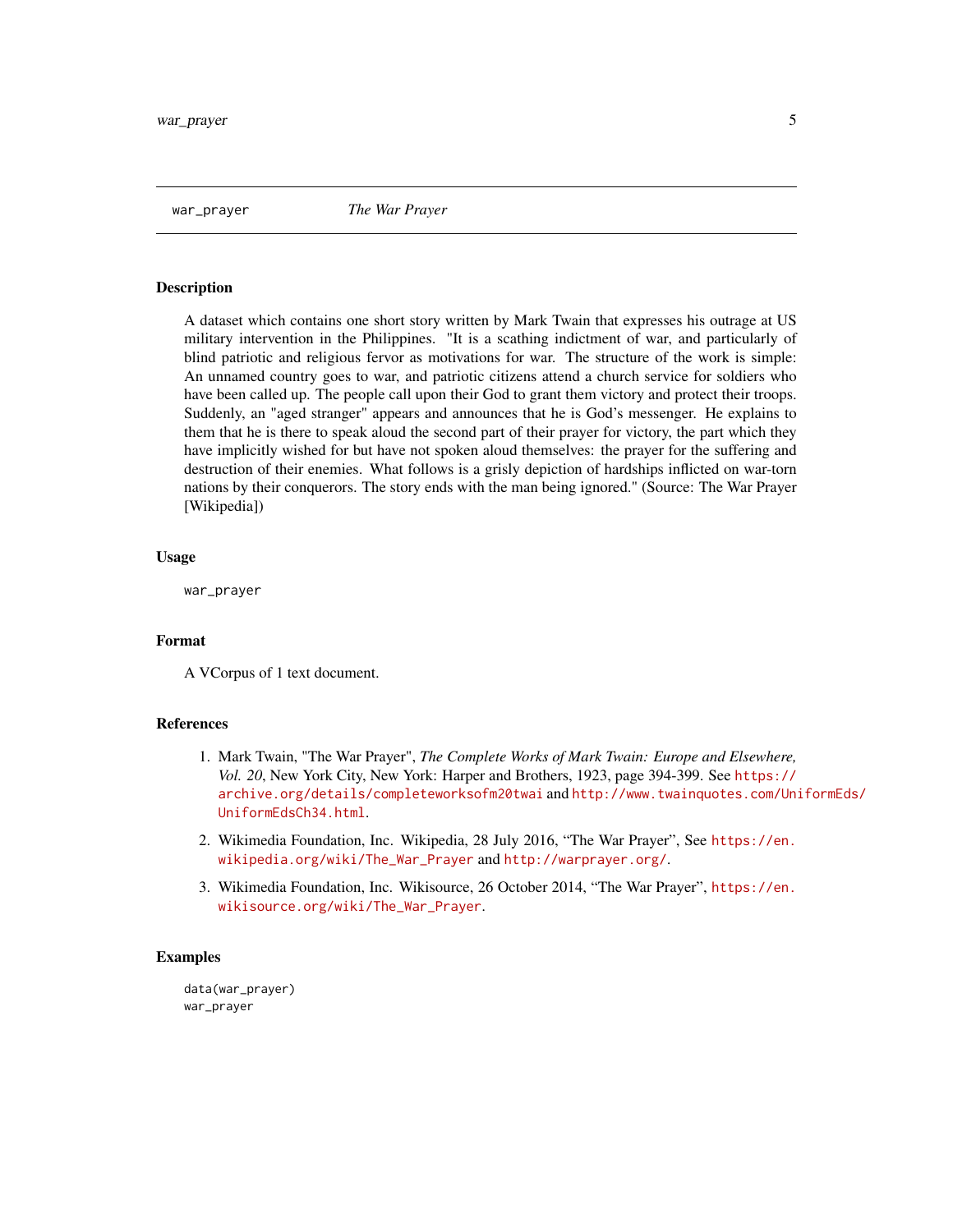## war_prayer — *The War Prayer*

### Description

A dataset which contains one short story written by Mark Twain that expresses his outrage at US military intervention in the Philippines. "It is a scathing indictment of war, and particularly of blind patriotic and religious fervor as motivations for war. The structure of the work is simple: An unnamed country goes to war, and patriotic citizens attend a church service for soldiers who have been called up. The people call upon their God to grant them victory and protect their troops. Suddenly, an "aged stranger" appears and announces that he is God's messenger. He explains to them that he is there to speak aloud the second part of their prayer for victory, the part which they have implicitly wished for but have not spoken aloud themselves: the prayer for the suffering and destruction of their enemies. What follows is a grisly depiction of hardships inflicted on war-torn nations by their conquerors. The story ends with the man being ignored." (Source: The War Prayer [Wikipedia])

### Usage

```
war_prayer
```

### Format

A VCorpus of 1 text document.

### References

1. Mark Twain, "The War Prayer", *The Complete Works of Mark Twain: Europe and Elsewhere, Vol. 20*, New York City, New York: Harper and Brothers, 1923, page 394-399. See https://archive.org/details/completeworksofm20twai and http://www.twainquotes.com/UniformEds/UniformEdsCh34.html.
2. Wikimedia Foundation, Inc. Wikipedia, 28 July 2016, "The War Prayer", See https://en.wikipedia.org/wiki/The_War_Prayer and http://warprayer.org/.
3. Wikimedia Foundation, Inc. Wikisource, 26 October 2014, "The War Prayer", https://en.wikisource.org/wiki/The_War_Prayer.

### Examples

```
data(war_prayer)
war_prayer
```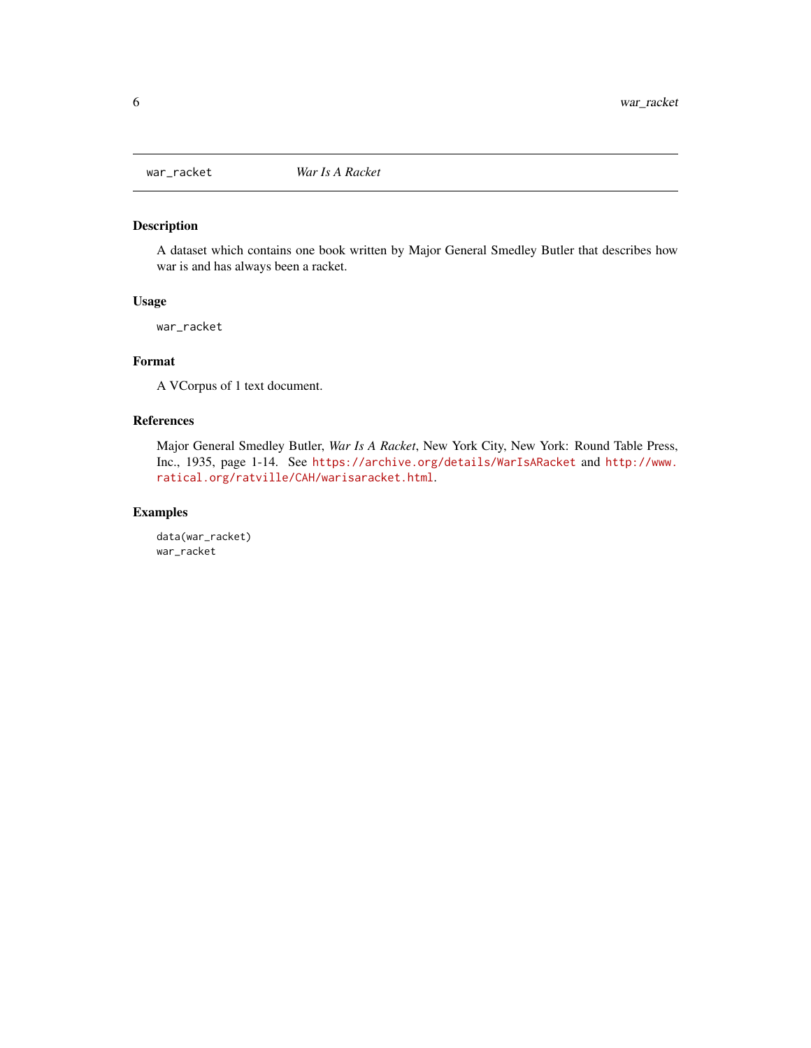## war_racket — *War Is A Racket*

### Description

A dataset which contains one book written by Major General Smedley Butler that describes how war is and has always been a racket.

### Usage

```
war_racket
```

### Format

A VCorpus of 1 text document.

### References

Major General Smedley Butler, *War Is A Racket*, New York City, New York: Round Table Press, Inc., 1935, page 1-14. See https://archive.org/details/WarIsARacket and http://www.ratical.org/ratville/CAH/warisaracket.html.

### Examples

```
data(war_racket)
war_racket
```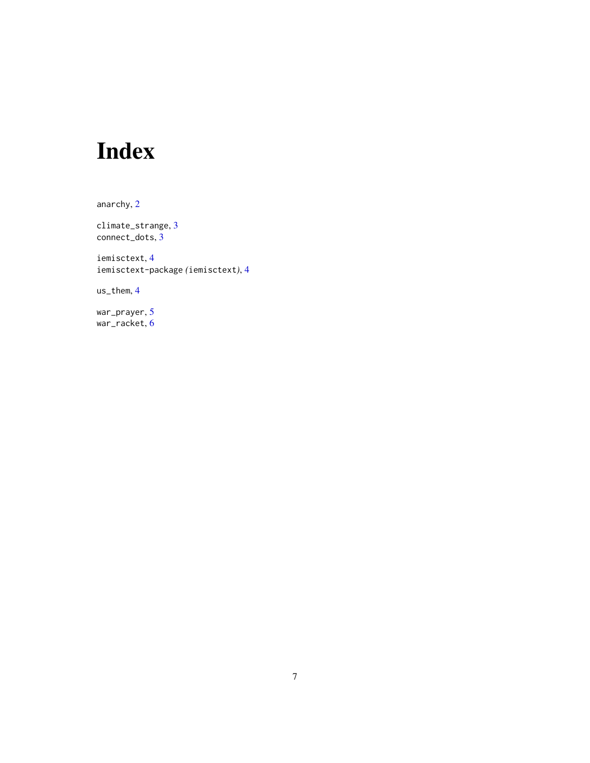# Index

anarchy, 2

climate_strange, 3
connect_dots, 3

iemisctext, 4
iemisctext-package (iemisctext), 4

us_them, 4

war_prayer, 5
war_racket, 6